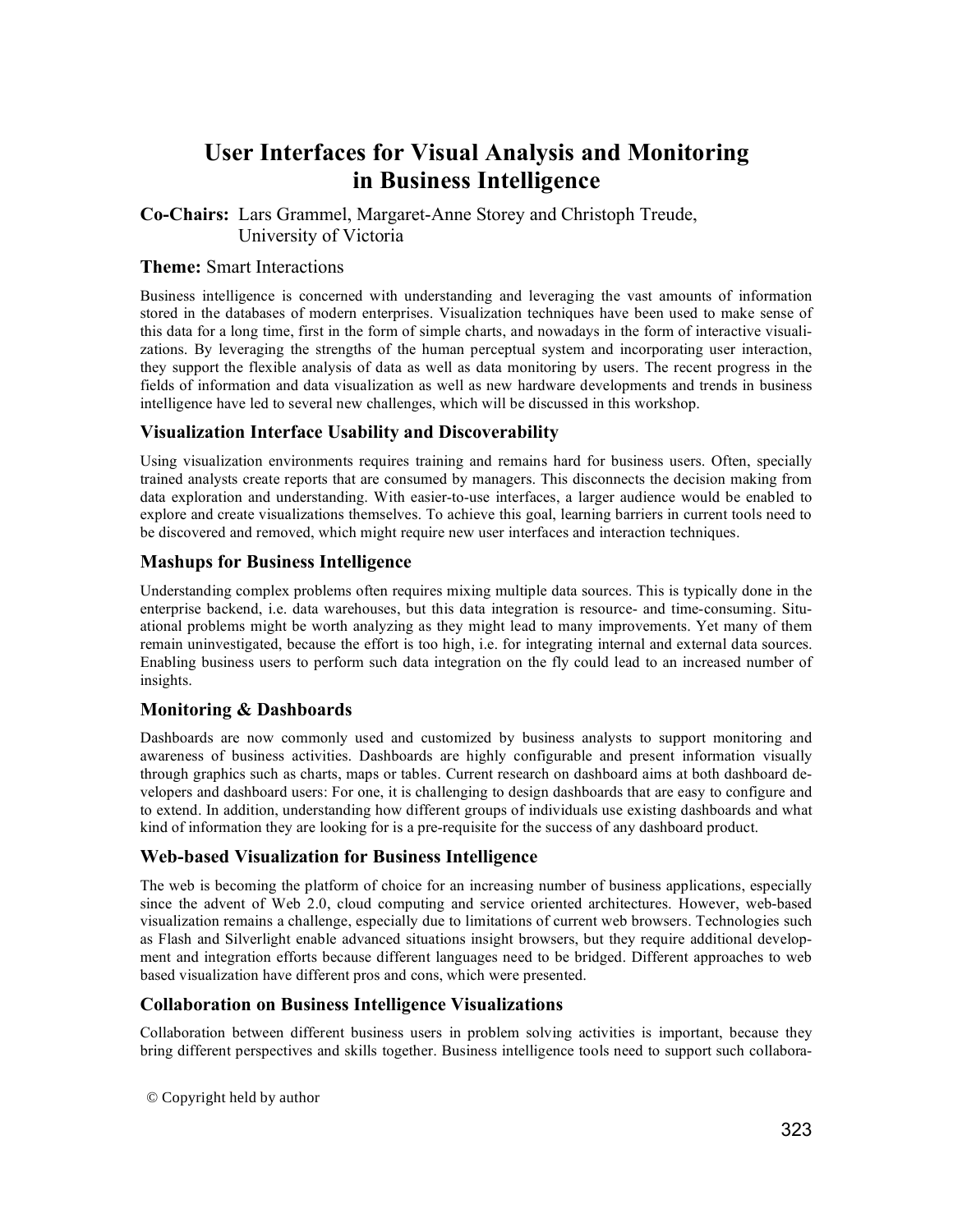# User Interfaces for Visual Analysis and Monitoring in Business Intelligence

**Co-Chairs:** Lars Grammel, Margaret-Anne Storey and Christoph Treude, University of Victoria

**Theme:** Smart Interactions

Business intelligence is concerned with understanding and leveraging the vast amounts of information stored in the databases of modern enterprises. Visualization techniques have been used to make sense of this data for a long time, first in the form of simple charts, and nowadays in the form of interactive visualizations. By leveraging the strengths of the human perceptual system and incorporating user interaction, they support the flexible analysis of data as well as data monitoring by users. The recent progress in the fields of information and data visualization as well as new hardware developments and trends in business intelligence have led to several new challenges, which will be discussed in this workshop.

## Visualization Interface Usability and Discoverability

Using visualization environments requires training and remains hard for business users. Often, specially trained analysts create reports that are consumed by managers. This disconnects the decision making from data exploration and understanding. With easier-to-use interfaces, a larger audience would be enabled to explore and create visualizations themselves. To achieve this goal, learning barriers in current tools need to be discovered and removed, which might require new user interfaces and interaction techniques.

## Mashups for Business Intelligence

Understanding complex problems often requires mixing multiple data sources. This is typically done in the enterprise backend, i.e. data warehouses, but this data integration is resource- and time-consuming. Situational problems might be worth analyzing as they might lead to many improvements. Yet many of them remain uninvestigated, because the effort is too high, i.e. for integrating internal and external data sources. Enabling business users to perform such data integration on the fly could lead to an increased number of insights.

## Monitoring & Dashboards

Dashboards are now commonly used and customized by business analysts to support monitoring and awareness of business activities. Dashboards are highly configurable and present information visually through graphics such as charts, maps or tables. Current research on dashboard aims at both dashboard developers and dashboard users: For one, it is challenging to design dashboards that are easy to configure and to extend. In addition, understanding how different groups of individuals use existing dashboards and what kind of information they are looking for is a pre-requisite for the success of any dashboard product.

## Web-based Visualization for Business Intelligence

The web is becoming the platform of choice for an increasing number of business applications, especially since the advent of Web 2.0, cloud computing and service oriented architectures. However, web-based visualization remains a challenge, especially due to limitations of current web browsers. Technologies such as Flash and Silverlight enable advanced situations insight browsers, but they require additional development and integration efforts because different languages need to be bridged. Different approaches to web based visualization have different pros and cons, which were presented.

## Collaboration on Business Intelligence Visualizations

Collaboration between different business users in problem solving activities is important, because they bring different perspectives and skills together. Business intelligence tools need to support such collabora-

© Copyright held by author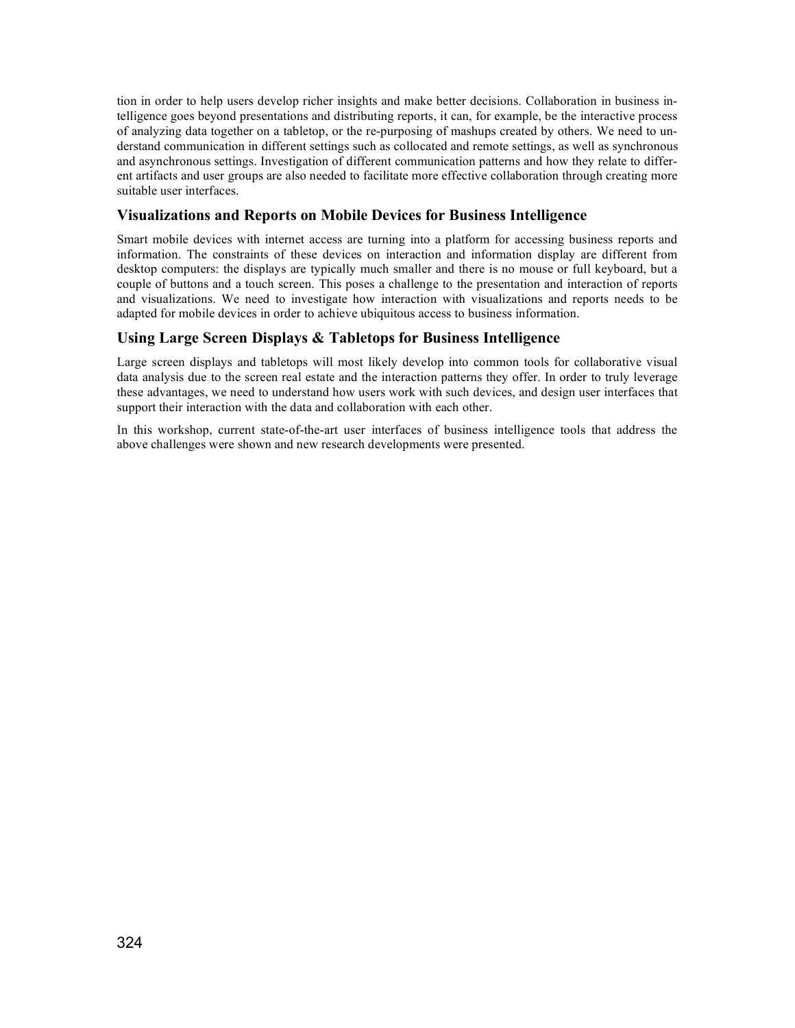tion in order to help users develop richer insights and make better decisions. Collaboration in business intelligence goes beyond presentations and distributing reports, it can, for example, be the interactive process of analyzing data together on a tabletop, or the re-purposing of mashups created by others. We need to understand communication in different settings such as collocated and remote settings, as well as synchronous and asynchronous settings. Investigation of different communication patterns and how they relate to different artifacts and user groups are also needed to facilitate more effective collaboration through creating more suitable user interfaces.

### Visualizations and Reports on Mobile Devices for Business Intelligence

Smart mobile devices with internet access are turning into a platform for accessing business reports and information. The constraints of these devices on interaction and information display are different from desktop computers: the displays are typically much smaller and there is no mouse or full keyboard, but a couple of buttons and a touch screen. This poses a challenge to the presentation and interaction of reports and visualizations. We need to investigate how interaction with visualizations and reports needs to be adapted for mobile devices in order to achieve ubiquitous access to business information.

### Using Large Screen Displays & Tabletops for Business Intelligence

Large screen displays and tabletops will most likely develop into common tools for collaborative visual data analysis due to the screen real estate and the interaction patterns they offer. In order to truly leverage these advantages, we need to understand how users work with such devices, and design user interfaces that support their interaction with the data and collaboration with each other.

In this workshop, current state-of-the-art user interfaces of business intelligence tools that address the above challenges were shown and new research developments were presented.